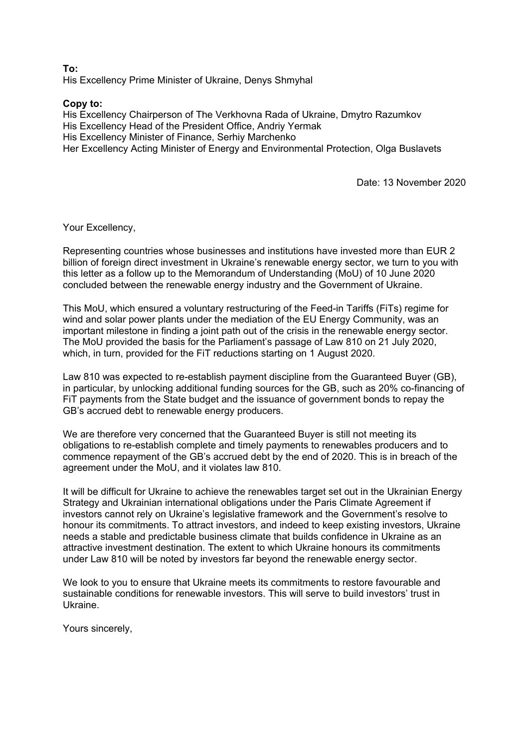**To:**
His Excellency Prime Minister of Ukraine, Denys Shmyhal

**Copy to:**
His Excellency Chairperson of The Verkhovna Rada of Ukraine, Dmytro Razumkov
His Excellency Head of the President Office, Andriy Yermak
His Excellency Minister of Finance, Serhiy Marchenko
Her Excellency Acting Minister of Energy and Environmental Protection, Olga Buslavets

Date: 13 November 2020

Your Excellency,

Representing countries whose businesses and institutions have invested more than EUR 2 billion of foreign direct investment in Ukraine's renewable energy sector, we turn to you with this letter as a follow up to the Memorandum of Understanding (MoU) of 10 June 2020 concluded between the renewable energy industry and the Government of Ukraine.

This MoU, which ensured a voluntary restructuring of the Feed-in Tariffs (FiTs) regime for wind and solar power plants under the mediation of the EU Energy Community, was an important milestone in finding a joint path out of the crisis in the renewable energy sector. The MoU provided the basis for the Parliament's passage of Law 810 on 21 July 2020, which, in turn, provided for the FiT reductions starting on 1 August 2020.

Law 810 was expected to re-establish payment discipline from the Guaranteed Buyer (GB), in particular, by unlocking additional funding sources for the GB, such as 20% co-financing of FiT payments from the State budget and the issuance of government bonds to repay the GB's accrued debt to renewable energy producers.

We are therefore very concerned that the Guaranteed Buyer is still not meeting its obligations to re-establish complete and timely payments to renewables producers and to commence repayment of the GB's accrued debt by the end of 2020. This is in breach of the agreement under the MoU, and it violates law 810.

It will be difficult for Ukraine to achieve the renewables target set out in the Ukrainian Energy Strategy and Ukrainian international obligations under the Paris Climate Agreement if investors cannot rely on Ukraine's legislative framework and the Government's resolve to honour its commitments. To attract investors, and indeed to keep existing investors, Ukraine needs a stable and predictable business climate that builds confidence in Ukraine as an attractive investment destination. The extent to which Ukraine honours its commitments under Law 810 will be noted by investors far beyond the renewable energy sector.

We look to you to ensure that Ukraine meets its commitments to restore favourable and sustainable conditions for renewable investors. This will serve to build investors' trust in Ukraine.

Yours sincerely,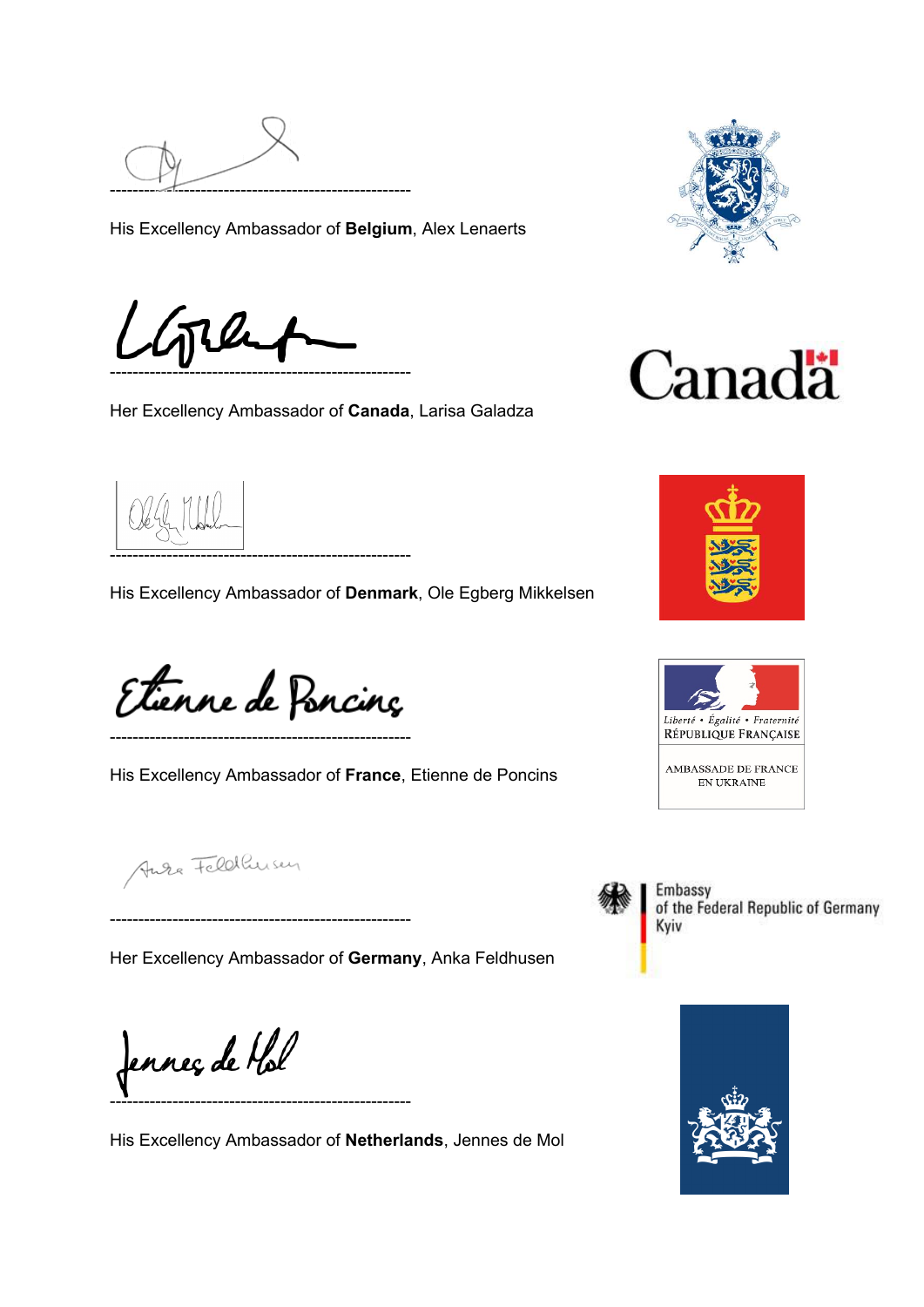-----------------------------------------------------

His Excellency Ambassador of **Belgium**, Alex Lenaerts

-----------------------------------------------------

Her Excellency Ambassador of **Canada**, Larisa Galadza

Canada

-----------------------------------------------------

His Excellency Ambassador of **Denmark**, Ole Egberg Mikkelsen

Etienne de Poncins

-----------------------------------------------------

His Excellency Ambassador of **France**, Etienne de Poncins

Liberté • Égalité • Fraternité
RÉPUBLIQUE FRANÇAISE

AMBASSADE DE FRANCE
EN UKRAINE

Anka Feldhusen

-----------------------------------------------------

Her Excellency Ambassador of **Germany**, Anka Feldhusen

Embassy
of the Federal Republic of Germany
Kyiv

Jennes de Mol

-----------------------------------------------------

His Excellency Ambassador of **Netherlands**, Jennes de Mol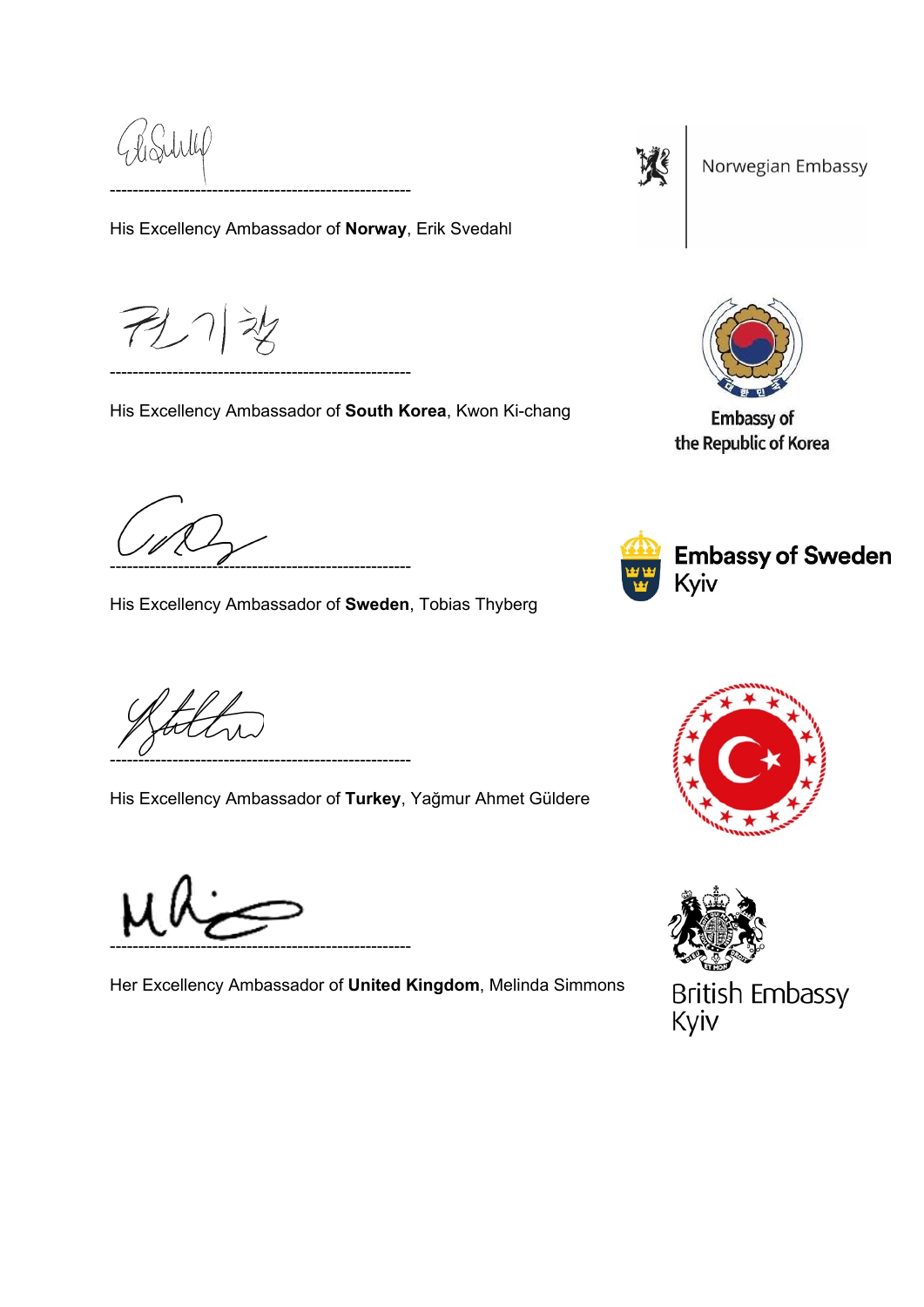-----------------------------------------------------

His Excellency Ambassador of **Norway**, Erik Svedahl

Norwegian Embassy

-----------------------------------------------------

His Excellency Ambassador of **South Korea**, Kwon Ki-chang

Embassy of the Republic of Korea

-----------------------------------------------------

His Excellency Ambassador of **Sweden**, Tobias Thyberg

**Embassy of Sweden**
Kyiv

-----------------------------------------------------

His Excellency Ambassador of **Turkey**, Yağmur Ahmet Güldere

-----------------------------------------------------

Her Excellency Ambassador of **United Kingdom**, Melinda Simmons

British Embassy
Kyiv